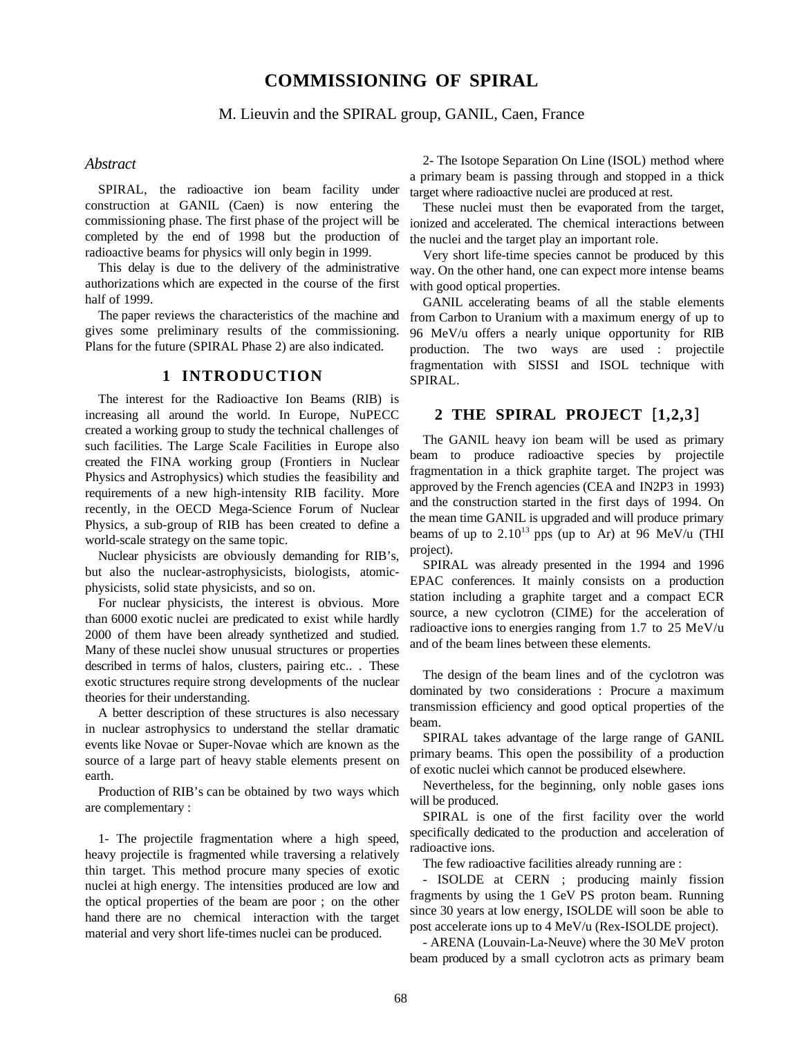# COMMISSIONING OF SPIRAL

M. Lieuvin and the SPIRAL group, GANIL, Caen, France

## *Abstract*

SPIRAL, the radioactive ion beam facility under construction at GANIL (Caen) is now entering the commissioning phase. The first phase of the project will be completed by the end of 1998 but the production of radioactive beams for physics will only begin in 1999.

This delay is due to the delivery of the administrative authorizations which are expected in the course of the first half of 1999.

The paper reviews the characteristics of the machine and gives some preliminary results of the commissioning. Plans for the future (SPIRAL Phase 2) are also indicated.

## 1 INTRODUCTION

The interest for the Radioactive Ion Beams (RIB) is increasing all around the world. In Europe, NuPECC created a working group to study the technical challenges of such facilities. The Large Scale Facilities in Europe also created the FINA working group (Frontiers in Nuclear Physics and Astrophysics) which studies the feasibility and requirements of a new high-intensity RIB facility. More recently, in the OECD Mega-Science Forum of Nuclear Physics, a sub-group of RIB has been created to define a world-scale strategy on the same topic.

Nuclear physicists are obviously demanding for RIB's, but also the nuclear-astrophysicists, biologists, atomic-physicists, solid state physicists, and so on.

For nuclear physicists, the interest is obvious. More than 6000 exotic nuclei are predicated to exist while hardly 2000 of them have been already synthetized and studied. Many of these nuclei show unusual structures or properties described in terms of halos, clusters, pairing etc.. . These exotic structures require strong developments of the nuclear theories for their understanding.

A better description of these structures is also necessary in nuclear astrophysics to understand the stellar dramatic events like Novae or Super-Novae which are known as the source of a large part of heavy stable elements present on earth.

Production of RIB's can be obtained by two ways which are complementary :

1- The projectile fragmentation where a high speed, heavy projectile is fragmented while traversing a relatively thin target. This method procure many species of exotic nuclei at high energy. The intensities produced are low and the optical properties of the beam are poor ; on the other hand there are no chemical interaction with the target material and very short life-times nuclei can be produced.

2- The Isotope Separation On Line (ISOL) method where a primary beam is passing through and stopped in a thick target where radioactive nuclei are produced at rest.

These nuclei must then be evaporated from the target, ionized and accelerated. The chemical interactions between the nuclei and the target play an important role.

Very short life-time species cannot be produced by this way. On the other hand, one can expect more intense beams with good optical properties.

GANIL accelerating beams of all the stable elements from Carbon to Uranium with a maximum energy of up to 96 MeV/u offers a nearly unique opportunity for RIB production. The two ways are used : projectile fragmentation with SISSI and ISOL technique with SPIRAL.

## 2 THE SPIRAL PROJECT [1,2,3]

The GANIL heavy ion beam will be used as primary beam to produce radioactive species by projectile fragmentation in a thick graphite target. The project was approved by the French agencies (CEA and IN2P3 in 1993) and the construction started in the first days of 1994. On the mean time GANIL is upgraded and will produce primary beams of up to $2.10^{13}$ pps (up to Ar) at 96 MeV/u (THI project).

SPIRAL was already presented in the 1994 and 1996 EPAC conferences. It mainly consists on a production station including a graphite target and a compact ECR source, a new cyclotron (CIME) for the acceleration of radioactive ions to energies ranging from 1.7 to 25 MeV/u and of the beam lines between these elements.

The design of the beam lines and of the cyclotron was dominated by two considerations : Procure a maximum transmission efficiency and good optical properties of the beam.

SPIRAL takes advantage of the large range of GANIL primary beams. This open the possibility of a production of exotic nuclei which cannot be produced elsewhere.

Nevertheless, for the beginning, only noble gases ions will be produced.

SPIRAL is one of the first facility over the world specifically dedicated to the production and acceleration of radioactive ions.

The few radioactive facilities already running are :

- ISOLDE at CERN ; producing mainly fission fragments by using the 1 GeV PS proton beam. Running since 30 years at low energy, ISOLDE will soon be able to post accelerate ions up to 4 MeV/u (Rex-ISOLDE project).

- ARENA (Louvain-La-Neuve) where the 30 MeV proton beam produced by a small cyclotron acts as primary beam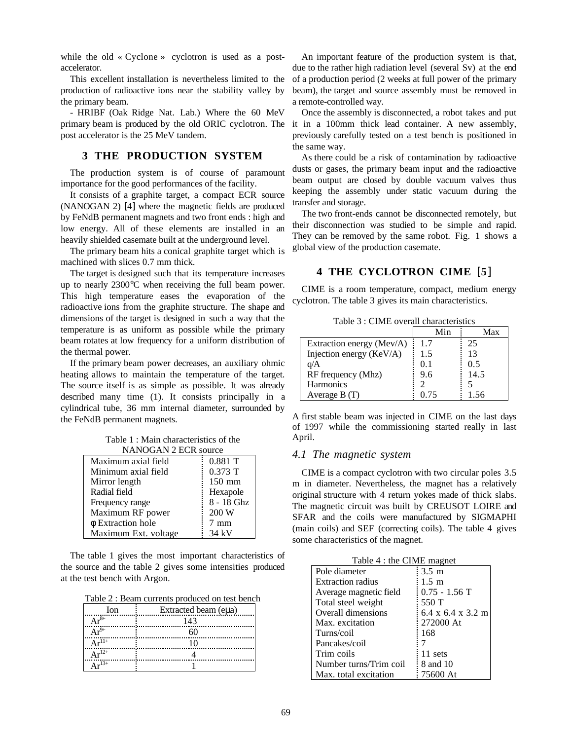while the old « Cyclone » cyclotron is used as a post-accelerator.

This excellent installation is nevertheless limited to the production of radioactive ions near the stability valley by the primary beam.

- HRIBF (Oak Ridge Nat. Lab.) Where the 60 MeV primary beam is produced by the old ORIC cyclotron. The post accelerator is the 25 MeV tandem.

## 3 THE PRODUCTION SYSTEM

The production system is of course of paramount importance for the good performances of the facility.

It consists of a graphite target, a compact ECR source (NANOGAN 2) [4] where the magnetic fields are produced by FeNdB permanent magnets and two front ends : high and low energy. All of these elements are installed in an heavily shielded casemate built at the underground level.

The primary beam hits a conical graphite target which is machined with slices 0.7 mm thick.

The target is designed such that its temperature increases up to nearly 2300°C when receiving the full beam power. This high temperature eases the evaporation of the radioactive ions from the graphite structure. The shape and dimensions of the target is designed in such a way that the temperature is as uniform as possible while the primary beam rotates at low frequency for a uniform distribution of the thermal power.

If the primary beam power decreases, an auxiliary ohmic heating allows to maintain the temperature of the target. The source itself is as simple as possible. It was already described many time (1). It consists principally in a cylindrical tube, 36 mm internal diameter, surrounded by the FeNdB permanent magnets.

Table 1 : Main characteristics of the NANOGAN 2 ECR source

| | |
|---|---|
| Maximum axial field | 0.881 T |
| Minimum axial field | 0.373 T |
| Mirror length | 150 mm |
| Radial field | Hexapole |
| Frequency range | 8 - 18 Ghz |
| Maximum RF power | 200 W |
| φ Extraction hole | 7 mm |
| Maximum Ext. voltage | 34 kV |

The table 1 gives the most important characteristics of the source and the table 2 gives some intensities produced at the test bench with Argon.

Table 2 : Beam currents produced on test bench

| Ion | Extracted beam (eμa) |
|---|---|
| $Ar^{8+}$ | 143 |
| $Ar^{9+}$ | 60 |
| $Ar^{11+}$ | 10 |
| $Ar^{12+}$ | 4 |
| $Ar^{13+}$ | 1 |

An important feature of the production system is that, due to the rather high radiation level (several Sv) at the end of a production period (2 weeks at full power of the primary beam), the target and source assembly must be removed in a remote-controlled way.

Once the assembly is disconnected, a robot takes and put it in a 100mm thick lead container. A new assembly, previously carefully tested on a test bench is positioned in the same way.

As there could be a risk of contamination by radioactive dusts or gases, the primary beam input and the radioactive beam output are closed by double vacuum valves thus keeping the assembly under static vacuum during the transfer and storage.

The two front-ends cannot be disconnected remotely, but their disconnection was studied to be simple and rapid. They can be removed by the same robot. Fig. 1 shows a global view of the production casemate.

## 4 THE CYCLOTRON CIME [5]

CIME is a room temperature, compact, medium energy cyclotron. The table 3 gives its main characteristics.

Table 3 : CIME overall characteristics

| | Min | Max |
|---|---|---|
| Extraction energy (Mev/A) | 1.7 | 25 |
| Injection energy (KeV/A) | 1.5 | 13 |
| q/A | 0.1 | 0.5 |
| RF frequency (Mhz) | 9.6 | 14.5 |
| Harmonics | 2 | 5 |
| Average B (T) | 0.75 | 1.56 |

A first stable beam was injected in CIME on the last days of 1997 while the commissioning started really in last April.

### 4.1 The magnetic system

CIME is a compact cyclotron with two circular poles 3.5 m in diameter. Nevertheless, the magnet has a relatively original structure with 4 return yokes made of thick slabs. The magnetic circuit was built by CREUSOT LOIRE and SFAR and the coils were manufactured by SIGMAPHI (main coils) and SEF (correcting coils). The table 4 gives some characteristics of the magnet.

Table 4 : the CIME magnet

| | |
|---|---|
| Pole diameter | 3.5 m |
| Extraction radius | 1.5 m |
| Average magnetic field | 0.75 - 1.56 T |
| Total steel weight | 550 T |
| Overall dimensions | 6.4 x 6.4 x 3.2 m |
| Max. excitation | 272000 At |
| Turns/coil | 168 |
| Pancakes/coil | 7 |
| Trim coils | 11 sets |
| Number turns/Trim coil | 8 and 10 |
| Max. total excitation | 75600 At |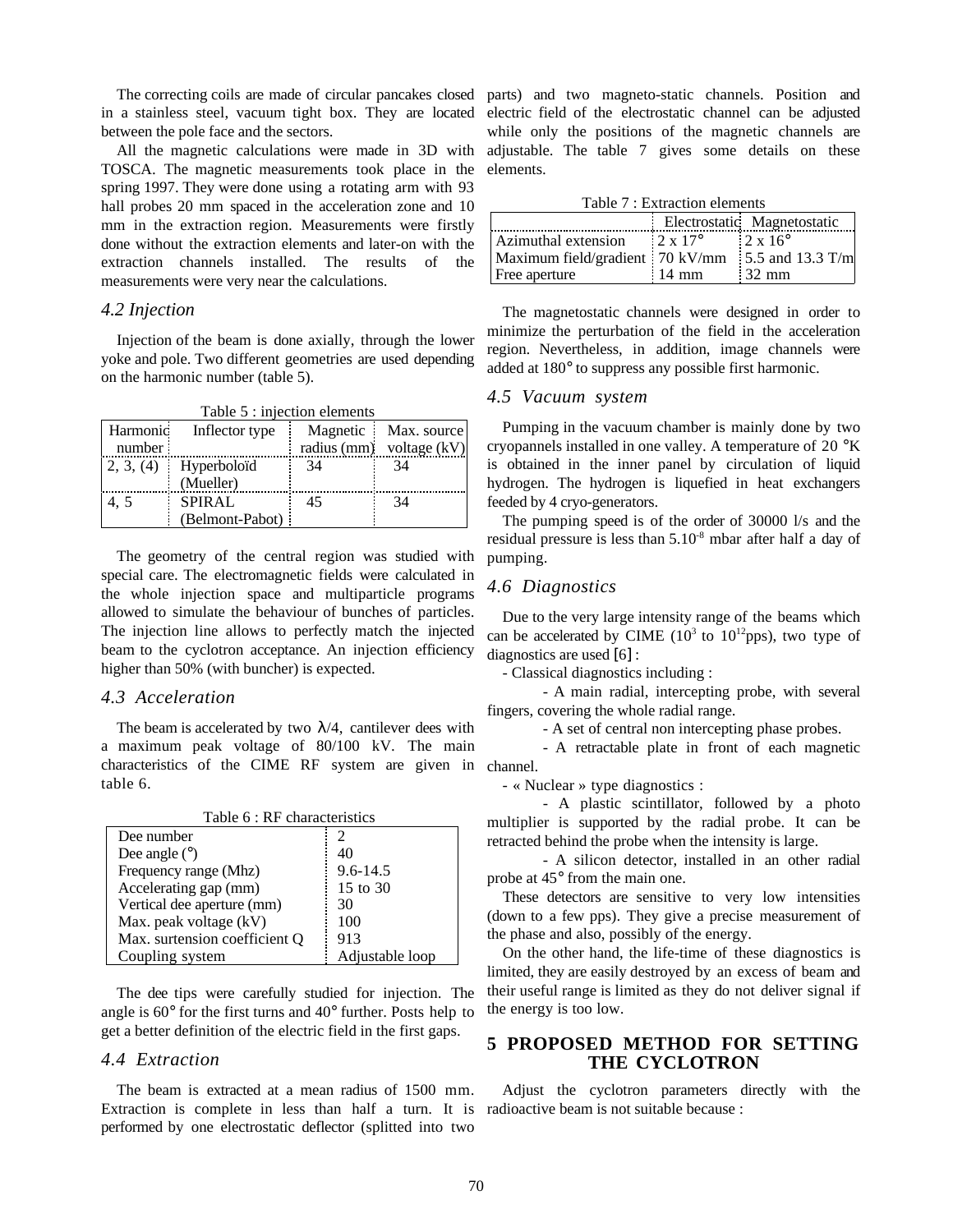The correcting coils are made of circular pancakes closed in a stainless steel, vacuum tight box. They are located between the pole face and the sectors.

All the magnetic calculations were made in 3D with TOSCA. The magnetic measurements took place in the spring 1997. They were done using a rotating arm with 93 hall probes 20 mm spaced in the acceleration zone and 10 mm in the extraction region. Measurements were firstly done without the extraction elements and later-on with the extraction channels installed. The results of the measurements were very near the calculations.

### *4.2 Injection*

Injection of the beam is done axially, through the lower yoke and pole. Two different geometries are used depending on the harmonic number (table 5).

Table 5 : injection elements

| Harmonic number | Inflector type | Magnetic radius (mm) | Max. source voltage (kV) |
|---|---|---|---|
| 2, 3, (4) | Hyperboloïd (Mueller) | 34 | 34 |
| 4, 5 | SPIRAL (Belmont-Pabot) | 45 | 34 |

The geometry of the central region was studied with special care. The electromagnetic fields were calculated in the whole injection space and multiparticle programs allowed to simulate the behaviour of bunches of particles. The injection line allows to perfectly match the injected beam to the cyclotron acceptance. An injection efficiency higher than 50% (with buncher) is expected.

### *4.3 Acceleration*

The beam is accelerated by two $\lambda/4$, cantilever dees with a maximum peak voltage of 80/100 kV. The main characteristics of the CIME RF system are given in table 6.

Table 6 : RF characteristics

| | |
|---|---|
| Dee number | 2 |
| Dee angle (°) | 40 |
| Frequency range (Mhz) | 9.6-14.5 |
| Accelerating gap (mm) | 15 to 30 |
| Vertical dee aperture (mm) | 30 |
| Max. peak voltage (kV) | 100 |
| Max. surtension coefficient Q | 913 |
| Coupling system | Adjustable loop |

The dee tips were carefully studied for injection. The angle is 60° for the first turns and 40° further. Posts help to get a better definition of the electric field in the first gaps.

### *4.4 Extraction*

The beam is extracted at a mean radius of 1500 mm. Extraction is complete in less than half a turn. It is performed by one electrostatic deflector (splitted into two parts) and two magneto-static channels. Position and electric field of the electrostatic channel can be adjusted while only the positions of the magnetic channels are adjustable. The table 7 gives some details on these elements.

Table 7 : Extraction elements

| | Electrostatic | Magnetostatic |
|---|---|---|
| Azimuthal extension | 2 x 17° | 2 x 16° |
| Maximum field/gradient | 70 kV/mm | 5.5 and 13.3 T/m |
| Free aperture | 14 mm | 32 mm |

The magnetostatic channels were designed in order to minimize the perturbation of the field in the acceleration region. Nevertheless, in addition, image channels were added at 180° to suppress any possible first harmonic.

### *4.5 Vacuum system*

Pumping in the vacuum chamber is mainly done by two cryopannels installed in one valley. A temperature of 20 °K is obtained in the inner panel by circulation of liquid hydrogen. The hydrogen is liquefied in heat exchangers feeded by 4 cryo-generators.

The pumping speed is of the order of 30000 l/s and the residual pressure is less than $5.10^{-8}$ mbar after half a day of pumping.

### *4.6 Diagnostics*

Due to the very large intensity range of the beams which can be accelerated by CIME ($10^3$ to $10^{12}$pps), two type of diagnostics are used [6] :

- Classical diagnostics including :
  - A main radial, intercepting probe, with several fingers, covering the whole radial range.
  - A set of central non intercepting phase probes.
  - A retractable plate in front of each magnetic channel.
- « Nuclear » type diagnostics :
  - A plastic scintillator, followed by a photo multiplier is supported by the radial probe. It can be retracted behind the probe when the intensity is large.
  - A silicon detector, installed in an other radial probe at 45° from the main one.

These detectors are sensitive to very low intensities (down to a few pps). They give a precise measurement of the phase and also, possibly of the energy.

On the other hand, the life-time of these diagnostics is limited, they are easily destroyed by an excess of beam and their useful range is limited as they do not deliver signal if the energy is too low.

## 5 PROPOSED METHOD FOR SETTING THE CYCLOTRON

Adjust the cyclotron parameters directly with the radioactive beam is not suitable because :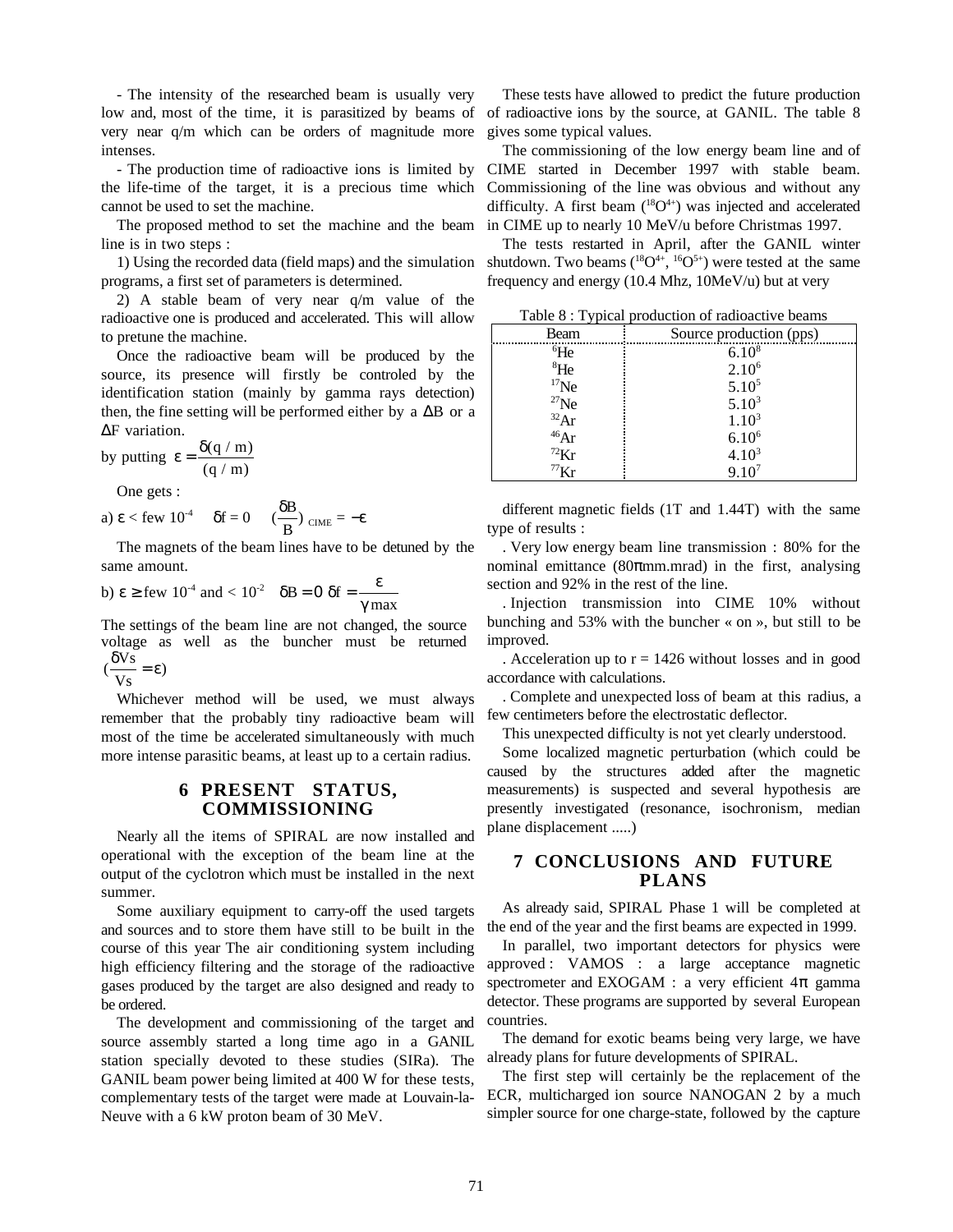- The intensity of the researched beam is usually very low and, most of the time, it is parasitized by beams of very near q/m which can be orders of magnitude more intenses.

- The production time of radioactive ions is limited by the life-time of the target, it is a precious time which cannot be used to set the machine.

The proposed method to set the machine and the beam line is in two steps :

1) Using the recorded data (field maps) and the simulation programs, a first set of parameters is determined.

2) A stable beam of very near q/m value of the radioactive one is produced and accelerated. This will allow to pretune the machine.

Once the radioactive beam will be produced by the source, its presence will firstly be controled by the identification station (mainly by gamma rays detection) then, the fine setting will be performed either by a $\Delta$B or a $\Delta$F variation.

by putting $\varepsilon = \dfrac{\delta(q/m)}{(q/m)}$

One gets :

a) $\varepsilon$ < few $10^{-4}$ $\quad \delta f = 0 \quad (\dfrac{\delta B}{B})_{CIME} = -\varepsilon$

The magnets of the beam lines have to be detuned by the same amount.

b) $\varepsilon \geq$ few $10^{-4}$ and < $10^{-2}$ $\quad \delta B = 0 \;\; \delta f = \dfrac{\varepsilon}{\gamma max}$

The settings of the beam line are not changed, the source voltage as well as the buncher must be returned $(\dfrac{\delta Vs}{Vs} = \varepsilon)$

Whichever method will be used, we must always remember that the probably tiny radioactive beam will most of the time be accelerated simultaneously with much more intense parasitic beams, at least up to a certain radius.

## 6 PRESENT STATUS, COMMISSIONING

Nearly all the items of SPIRAL are now installed and operational with the exception of the beam line at the output of the cyclotron which must be installed in the next summer.

Some auxiliary equipment to carry-off the used targets and sources and to store them have still to be built in the course of this year The air conditioning system including high efficiency filtering and the storage of the radioactive gases produced by the target are also designed and ready to be ordered.

The development and commissioning of the target and source assembly started a long time ago in a GANIL station specially devoted to these studies (SIRa). The GANIL beam power being limited at 400 W for these tests, complementary tests of the target were made at Louvain-la-Neuve with a 6 kW proton beam of 30 MeV.

These tests have allowed to predict the future production of radioactive ions by the source, at GANIL. The table 8 gives some typical values.

The commissioning of the low energy beam line and of CIME started in December 1997 with stable beam. Commissioning of the line was obvious and without any difficulty. A first beam ($^{18}O^{4+}$) was injected and accelerated in CIME up to nearly 10 MeV/u before Christmas 1997.

The tests restarted in April, after the GANIL winter shutdown. Two beams ($^{18}O^{4+}$, $^{16}O^{5+}$) were tested at the same frequency and energy (10.4 Mhz, 10MeV/u) but at very different magnetic fields (1T and 1.44T) with the same type of results :

Table 8 : Typical production of radioactive beams

| Beam | Source production (pps) |
|---|---|
| $^{6}$He | $6.10^{8}$ |
| $^{8}$He | $2.10^{6}$ |
| $^{17}$Ne | $5.10^{5}$ |
| $^{27}$Ne | $5.10^{3}$ |
| $^{32}$Ar | $1.10^{3}$ |
| $^{46}$Ar | $6.10^{6}$ |
| $^{72}$Kr | $4.10^{3}$ |
| $^{77}$Kr | $9.10^{7}$ |

. Very low energy beam line transmission : 80% for the nominal emittance (80$\pi$mm.mrad) in the first, analysing section and 92% in the rest of the line.

. Injection transmission into CIME 10% without bunching and 53% with the buncher « on », but still to be improved.

. Acceleration up to r = 1426 without losses and in good accordance with calculations.

. Complete and unexpected loss of beam at this radius, a few centimeters before the electrostatic deflector.

This unexpected difficulty is not yet clearly understood.

Some localized magnetic perturbation (which could be caused by the structures added after the magnetic measurements) is suspected and several hypothesis are presently investigated (resonance, isochronism, median plane displacement .....)

## 7 CONCLUSIONS AND FUTURE PLANS

As already said, SPIRAL Phase 1 will be completed at the end of the year and the first beams are expected in 1999.

In parallel, two important detectors for physics were approved : VAMOS : a large acceptance magnetic spectrometer and EXOGAM : a very efficient 4$\pi$ gamma detector. These programs are supported by several European countries.

The demand for exotic beams being very large, we have already plans for future developments of SPIRAL.

The first step will certainly be the replacement of the ECR, multicharged ion source NANOGAN 2 by a much simpler source for one charge-state, followed by the capture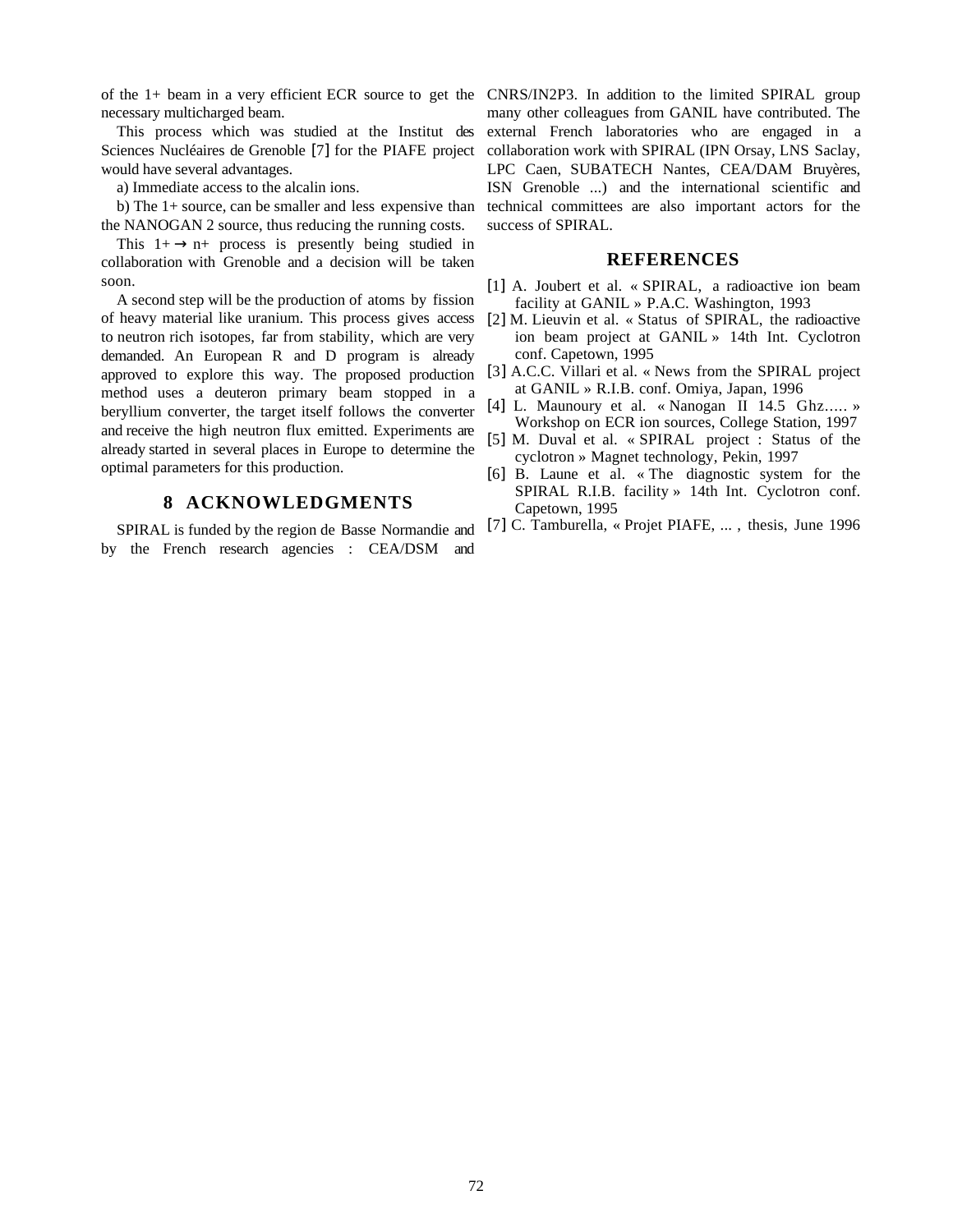of the 1+ beam in a very efficient ECR source to get the necessary multicharged beam.

This process which was studied at the Institut des Sciences Nucléaires de Grenoble [7] for the PIAFE project would have several advantages.

a) Immediate access to the alcalin ions.

b) The 1+ source, can be smaller and less expensive than the NANOGAN 2 source, thus reducing the running costs.

This $1+ \rightarrow n+$ process is presently being studied in collaboration with Grenoble and a decision will be taken soon.

A second step will be the production of atoms by fission of heavy material like uranium. This process gives access to neutron rich isotopes, far from stability, which are very demanded. An European R and D program is already approved to explore this way. The proposed production method uses a deuteron primary beam stopped in a beryllium converter, the target itself follows the converter and receive the high neutron flux emitted. Experiments are already started in several places in Europe to determine the optimal parameters for this production.

## 8 ACKNOWLEDGMENTS

SPIRAL is funded by the region de Basse Normandie and by the French research agencies : CEA/DSM and CNRS/IN2P3. In addition to the limited SPIRAL group many other colleagues from GANIL have contributed. The external French laboratories who are engaged in a collaboration work with SPIRAL (IPN Orsay, LNS Saclay, LPC Caen, SUBATECH Nantes, CEA/DAM Bruyères, ISN Grenoble ...) and the international scientific and technical committees are also important actors for the success of SPIRAL.

## REFERENCES

[1] A. Joubert et al. « SPIRAL, a radioactive ion beam facility at GANIL » P.A.C. Washington, 1993

[2] M. Lieuvin et al. « Status of SPIRAL, the radioactive ion beam project at GANIL » 14th Int. Cyclotron conf. Capetown, 1995

[3] A.C.C. Villari et al. « News from the SPIRAL project at GANIL » R.I.B. conf. Omiya, Japan, 1996

[4] L. Maunoury et al. « Nanogan II 14.5 Ghz….. » Workshop on ECR ion sources, College Station, 1997

[5] M. Duval et al. « SPIRAL project : Status of the cyclotron » Magnet technology, Pekin, 1997

[6] B. Laune et al. « The diagnostic system for the SPIRAL R.I.B. facility » 14th Int. Cyclotron conf. Capetown, 1995

[7] C. Tamburella, « Projet PIAFE, ... , thesis, June 1996